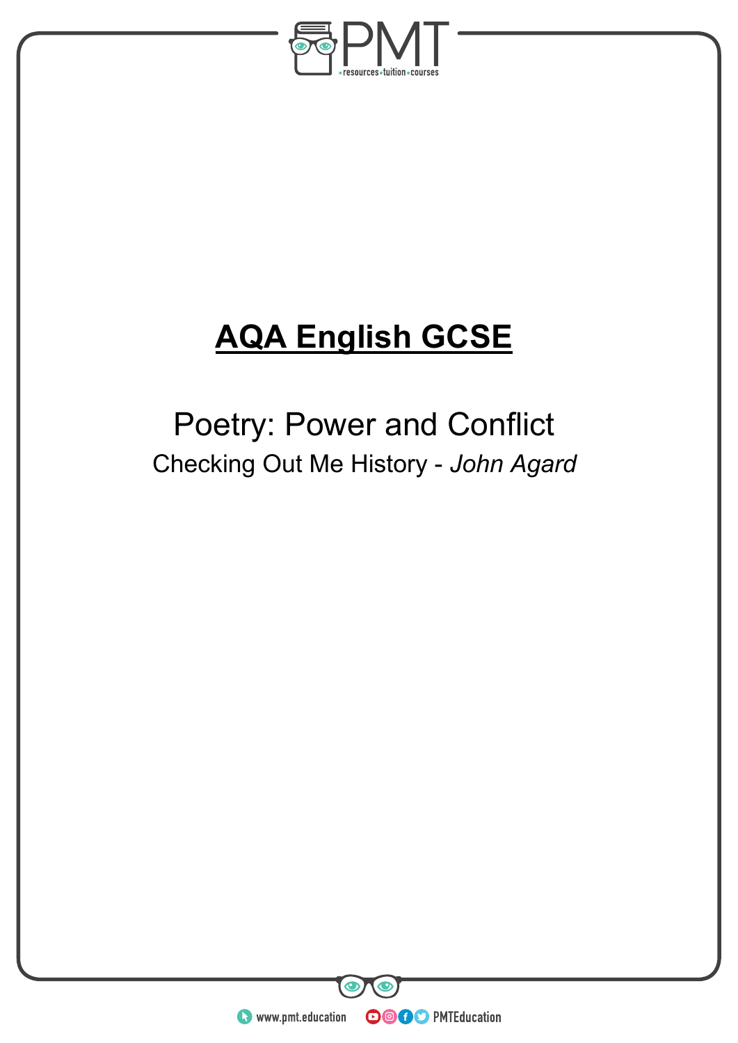# **AQA English GCSE**

## Poetry: Power and Conflict

### Checking Out Me History - *John Agard*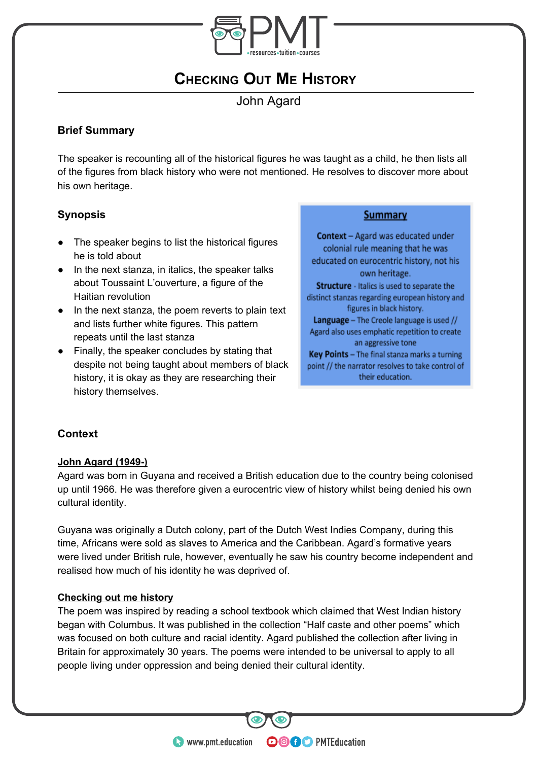# Checking Out Me History

John Agard

### Brief Summary

The speaker is recounting all of the historical figures he was taught as a child, he then lists all of the figures from black history who were not mentioned. He resolves to discover more about his own heritage.

### Synopsis

- The speaker begins to list the historical figures he is told about
- In the next stanza, in italics, the speaker talks about Toussaint L'ouverture, a figure of the Haitian revolution
- In the next stanza, the poem reverts to plain text and lists further white figures. This pattern repeats until the last stanza
- Finally, the speaker concludes by stating that despite not being taught about members of black history, it is okay as they are researching their history themselves.

**Summary**

**Context** – Agard was educated under colonial rule meaning that he was educated on eurocentric history, not his own heritage.

**Structure** - Italics is used to separate the distinct stanzas regarding european history and figures in black history.

**Language** – The Creole language is used // Agard also uses emphatic repetition to create an aggressive tone

**Key Points** – The final stanza marks a turning point // the narrator resolves to take control of their education.

### Context

**John Agard (1949-)**

Agard was born in Guyana and received a British education due to the country being colonised up until 1966. He was therefore given a eurocentric view of history whilst being denied his own cultural identity.

Guyana was originally a Dutch colony, part of the Dutch West Indies Company, during this time, Africans were sold as slaves to America and the Caribbean. Agard's formative years were lived under British rule, however, eventually he saw his country become independent and realised how much of his identity he was deprived of.

**Checking out me history**

The poem was inspired by reading a school textbook which claimed that West Indian history began with Columbus. It was published in the collection "Half caste and other poems" which was focused on both culture and racial identity. Agard published the collection after living in Britain for approximately 30 years. The poems were intended to be universal to apply to all people living under oppression and being denied their cultural identity.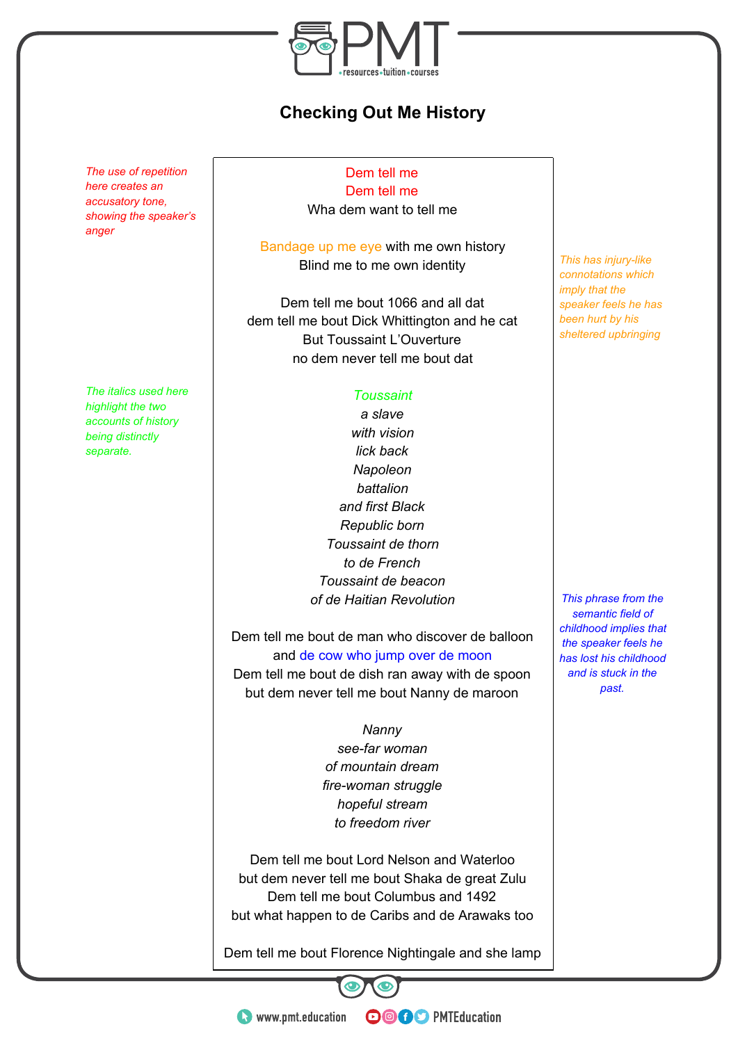# Checking Out Me History

*The use of repetition here creates an accusatory tone, showing the speaker's anger*

Dem tell me
Dem tell me
Wha dem want to tell me

Bandage up me eye with me own history
Blind me to me own identity

*This has injury-like connotations which imply that the speaker feels he has been hurt by his sheltered upbringing*

Dem tell me bout 1066 and all dat
dem tell me bout Dick Whittington and he cat
But Toussaint L'Ouverture
no dem never tell me bout dat

*The italics used here highlight the two accounts of history being distinctly separate.*

*Toussaint*
*a slave*
*with vision*
*lick back*
*Napoleon*
*battalion*
*and first Black*
*Republic born*
*Toussaint de thorn*
*to de French*
*Toussaint de beacon*
*of de Haitian Revolution*

Dem tell me bout de man who discover de balloon
and de cow who jump over de moon
Dem tell me bout de dish ran away with de spoon
but dem never tell me bout Nanny de maroon

*This phrase from the semantic field of childhood implies that the speaker feels he has lost his childhood and is stuck in the past.*

*Nanny*
*see-far woman*
*of mountain dream*
*fire-woman struggle*
*hopeful stream*
*to freedom river*

Dem tell me bout Lord Nelson and Waterloo
but dem never tell me bout Shaka de great Zulu
Dem tell me bout Columbus and 1492
but what happen to de Caribs and de Arawaks too

Dem tell me bout Florence Nightingale and she lamp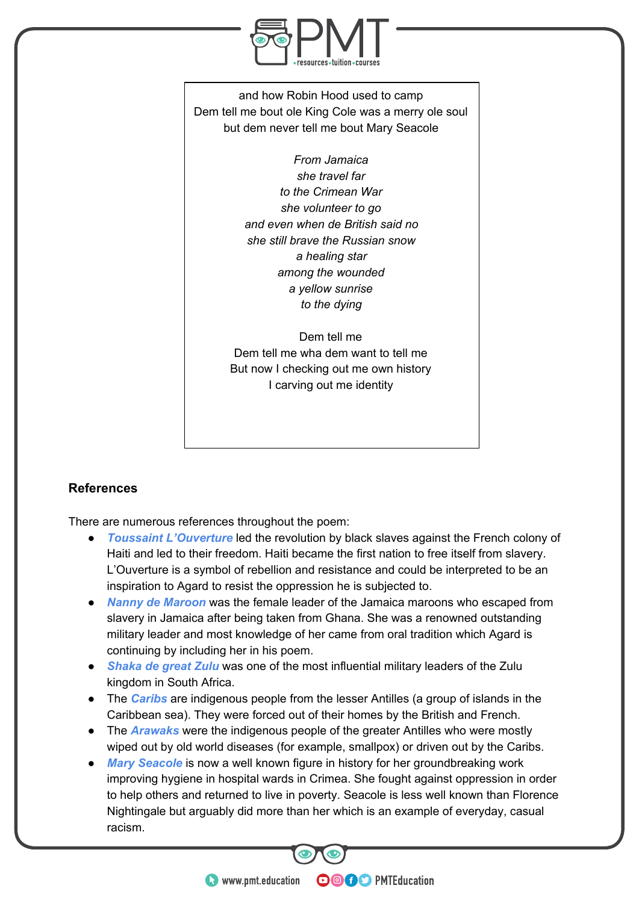and how Robin Hood used to camp
Dem tell me bout ole King Cole was a merry ole soul
but dem never tell me bout Mary Seacole

*From Jamaica*
*she travel far*
*to the Crimean War*
*she volunteer to go*
*and even when de British said no*
*she still brave the Russian snow*
*a healing star*
*among the wounded*
*a yellow sunrise*
*to the dying*

Dem tell me
Dem tell me wha dem want to tell me
But now I checking out me own history
I carving out me identity

### References

There are numerous references throughout the poem:

- ***Toussaint L'Ouverture*** led the revolution by black slaves against the French colony of Haiti and led to their freedom. Haiti became the first nation to free itself from slavery. L'Ouverture is a symbol of rebellion and resistance and could be interpreted to be an inspiration to Agard to resist the oppression he is subjected to.
- ***Nanny de Maroon*** was the female leader of the Jamaica maroons who escaped from slavery in Jamaica after being taken from Ghana. She was a renowned outstanding military leader and most knowledge of her came from oral tradition which Agard is continuing by including her in his poem.
- ***Shaka de great Zulu*** was one of the most influential military leaders of the Zulu kingdom in South Africa.
- The ***Caribs*** are indigenous people from the lesser Antilles (a group of islands in the Caribbean sea). They were forced out of their homes by the British and French.
- The ***Arawaks*** were the indigenous people of the greater Antilles who were mostly wiped out by old world diseases (for example, smallpox) or driven out by the Caribs.
- ***Mary Seacole*** is now a well known figure in history for her groundbreaking work improving hygiene in hospital wards in Crimea. She fought against oppression in order to help others and returned to live in poverty. Seacole is less well known than Florence Nightingale but arguably did more than her which is an example of everyday, casual racism.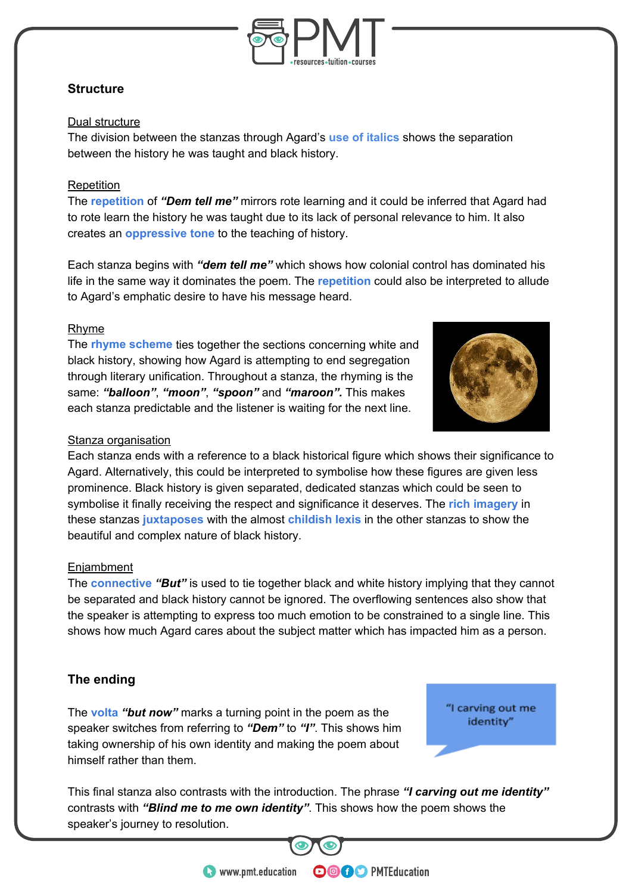## Structure

Dual structure

The division between the stanzas through Agard's **use of italics** shows the separation between the history he was taught and black history.

Repetition

The **repetition** of ***"Dem tell me"*** mirrors rote learning and it could be inferred that Agard had to rote learn the history he was taught due to its lack of personal relevance to him. It also creates an **oppressive tone** to the teaching of history.

Each stanza begins with ***"dem tell me"*** which shows how colonial control has dominated his life in the same way it dominates the poem. The **repetition** could also be interpreted to allude to Agard's emphatic desire to have his message heard.

Rhyme

The **rhyme scheme** ties together the sections concerning white and black history, showing how Agard is attempting to end segregation through literary unification. Throughout a stanza, the rhyming is the same: ***"balloon"***, ***"moon"***, ***"spoon"*** and ***"maroon".*** This makes each stanza predictable and the listener is waiting for the next line.

Stanza organisation

Each stanza ends with a reference to a black historical figure which shows their significance to Agard. Alternatively, this could be interpreted to symbolise how these figures are given less prominence. Black history is given separated, dedicated stanzas which could be seen to symbolise it finally receiving the respect and significance it deserves. The **rich imagery** in these stanzas **juxtaposes** with the almost **childish lexis** in the other stanzas to show the beautiful and complex nature of black history.

Enjambment

The **connective** ***"But"*** is used to tie together black and white history implying that they cannot be separated and black history cannot be ignored. The overflowing sentences also show that the speaker is attempting to express too much emotion to be constrained to a single line. This shows how much Agard cares about the subject matter which has impacted him as a person.

## The ending

"I carving out me identity"

The **volta** ***"but now"*** marks a turning point in the poem as the speaker switches from referring to ***"Dem"*** to ***"I"***. This shows him taking ownership of his own identity and making the poem about himself rather than them.

This final stanza also contrasts with the introduction. The phrase ***"I carving out me identity"*** contrasts with ***"Blind me to me own identity"***. This shows how the poem shows the speaker's journey to resolution.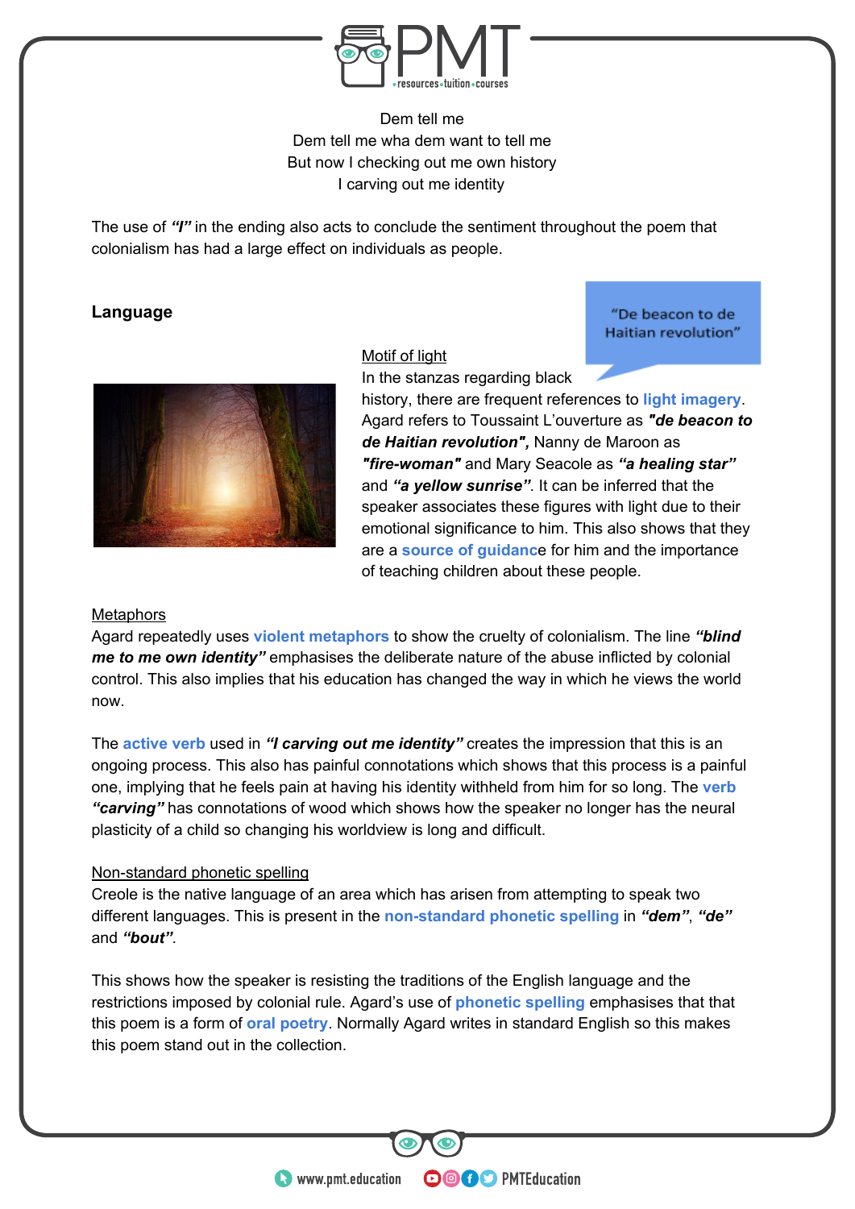Dem tell me
Dem tell me wha dem want to tell me
But now I checking out me own history
I carving out me identity

The use of ***"I"*** in the ending also acts to conclude the sentiment throughout the poem that colonialism has had a large effect on individuals as people.

**Language**

"De beacon to de Haitian revolution"

Motif of light

In the stanzas regarding black history, there are frequent references to light imagery. Agard refers to Toussaint L'ouverture as ***"de beacon to de Haitian revolution",*** Nanny de Maroon as ***"fire-woman"*** and Mary Seacole as ***"a healing star"*** and ***"a yellow sunrise"***. It can be inferred that the speaker associates these figures with light due to their emotional significance to him. This also shows that they are a source of guidance for him and the importance of teaching children about these people.

Metaphors

Agard repeatedly uses violent metaphors to show the cruelty of colonialism. The line ***"blind me to me own identity"*** emphasises the deliberate nature of the abuse inflicted by colonial control. This also implies that his education has changed the way in which he views the world now.

The active verb used in ***"I carving out me identity"*** creates the impression that this is an ongoing process. This also has painful connotations which shows that this process is a painful one, implying that he feels pain at having his identity withheld from him for so long. The verb ***"carving"*** has connotations of wood which shows how the speaker no longer has the neural plasticity of a child so changing his worldview is long and difficult.

Non-standard phonetic spelling

Creole is the native language of an area which has arisen from attempting to speak two different languages. This is present in the non-standard phonetic spelling in ***"dem"***, ***"de"*** and ***"bout"***.

This shows how the speaker is resisting the traditions of the English language and the restrictions imposed by colonial rule. Agard's use of phonetic spelling emphasises that that this poem is a form of oral poetry. Normally Agard writes in standard English so this makes this poem stand out in the collection.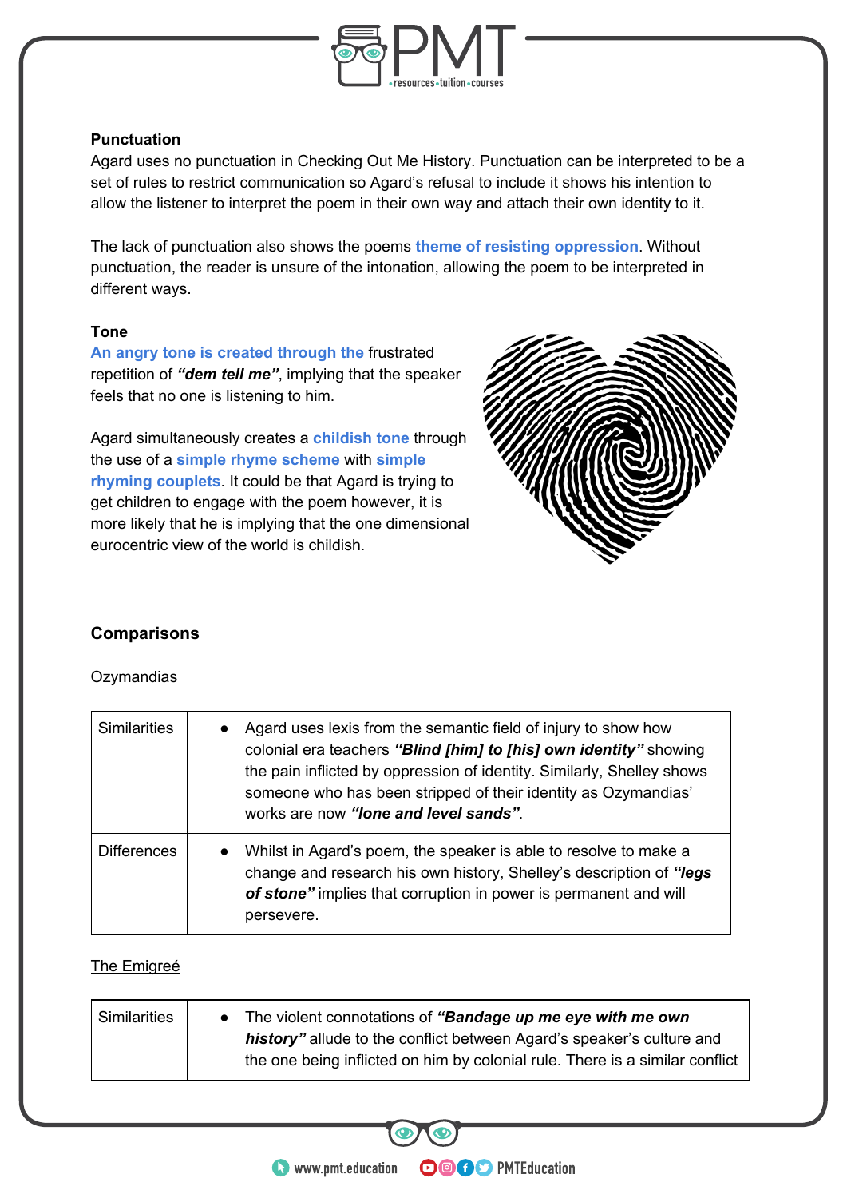**Punctuation**

Agard uses no punctuation in Checking Out Me History. Punctuation can be interpreted to be a set of rules to restrict communication so Agard's refusal to include it shows his intention to allow the listener to interpret the poem in their own way and attach their own identity to it.

The lack of punctuation also shows the poems **theme of resisting oppression**. Without punctuation, the reader is unsure of the intonation, allowing the poem to be interpreted in different ways.

**Tone**

**An angry tone is created through the** frustrated repetition of ***"dem tell me"***, implying that the speaker feels that no one is listening to him.

Agard simultaneously creates a **childish tone** through the use of a **simple rhyme scheme** with **simple rhyming couplets**. It could be that Agard is trying to get children to engage with the poem however, it is more likely that he is implying that the one dimensional eurocentric view of the world is childish.

## Comparisons

<u>Ozymandias</u>

| | |
|---|---|
| Similarities | • Agard uses lexis from the semantic field of injury to show how colonial era teachers ***"Blind [him] to [his] own identity"*** showing the pain inflicted by oppression of identity. Similarly, Shelley shows someone who has been stripped of their identity as Ozymandias' works are now ***"lone and level sands"***. |
| Differences | • Whilst in Agard's poem, the speaker is able to resolve to make a change and research his own history, Shelley's description of ***"legs of stone"*** implies that corruption in power is permanent and will persevere. |

<u>The Emigreé</u>

| | |
|---|---|
| Similarities | • The violent connotations of ***"Bandage up me eye with me own history"*** allude to the conflict between Agard's speaker's culture and the one being inflicted on him by colonial rule. There is a similar conflict |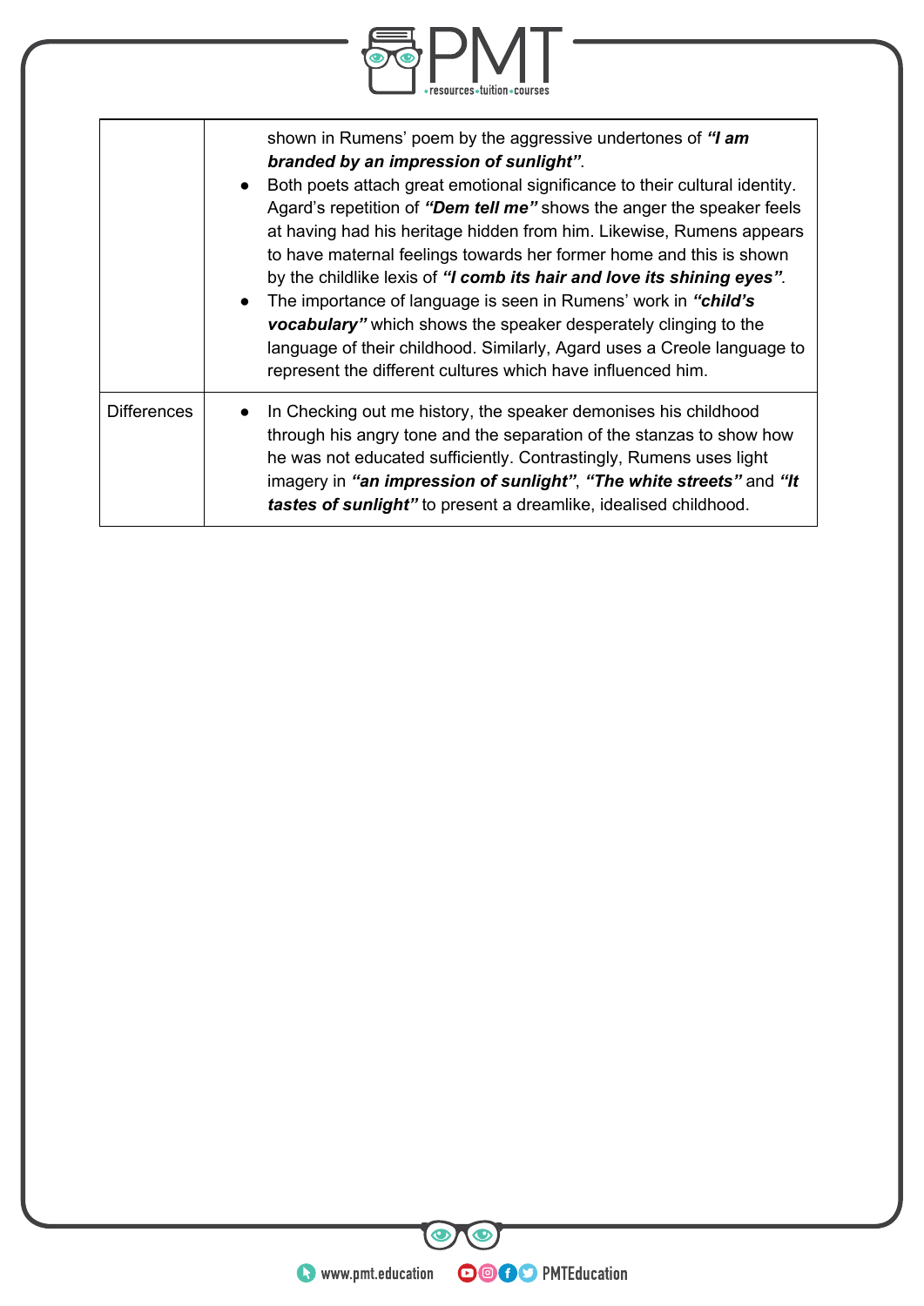| | |
|---|---|
| | shown in Rumens' poem by the aggressive undertones of ***"I am branded by an impression of sunlight"***.<br>• Both poets attach great emotional significance to their cultural identity. Agard's repetition of ***"Dem tell me"*** shows the anger the speaker feels at having had his heritage hidden from him. Likewise, Rumens appears to have maternal feelings towards her former home and this is shown by the childlike lexis of ***"I comb its hair and love its shining eyes"***.<br>• The importance of language is seen in Rumens' work in ***"child's vocabulary"*** which shows the speaker desperately clinging to the language of their childhood. Similarly, Agard uses a Creole language to represent the different cultures which have influenced him. |
| Differences | • In Checking out me history, the speaker demonises his childhood through his angry tone and the separation of the stanzas to show how he was not educated sufficiently. Contrastingly, Rumens uses light imagery in ***"an impression of sunlight"***, ***"The white streets"*** and ***"It tastes of sunlight"*** to present a dreamlike, idealised childhood. |